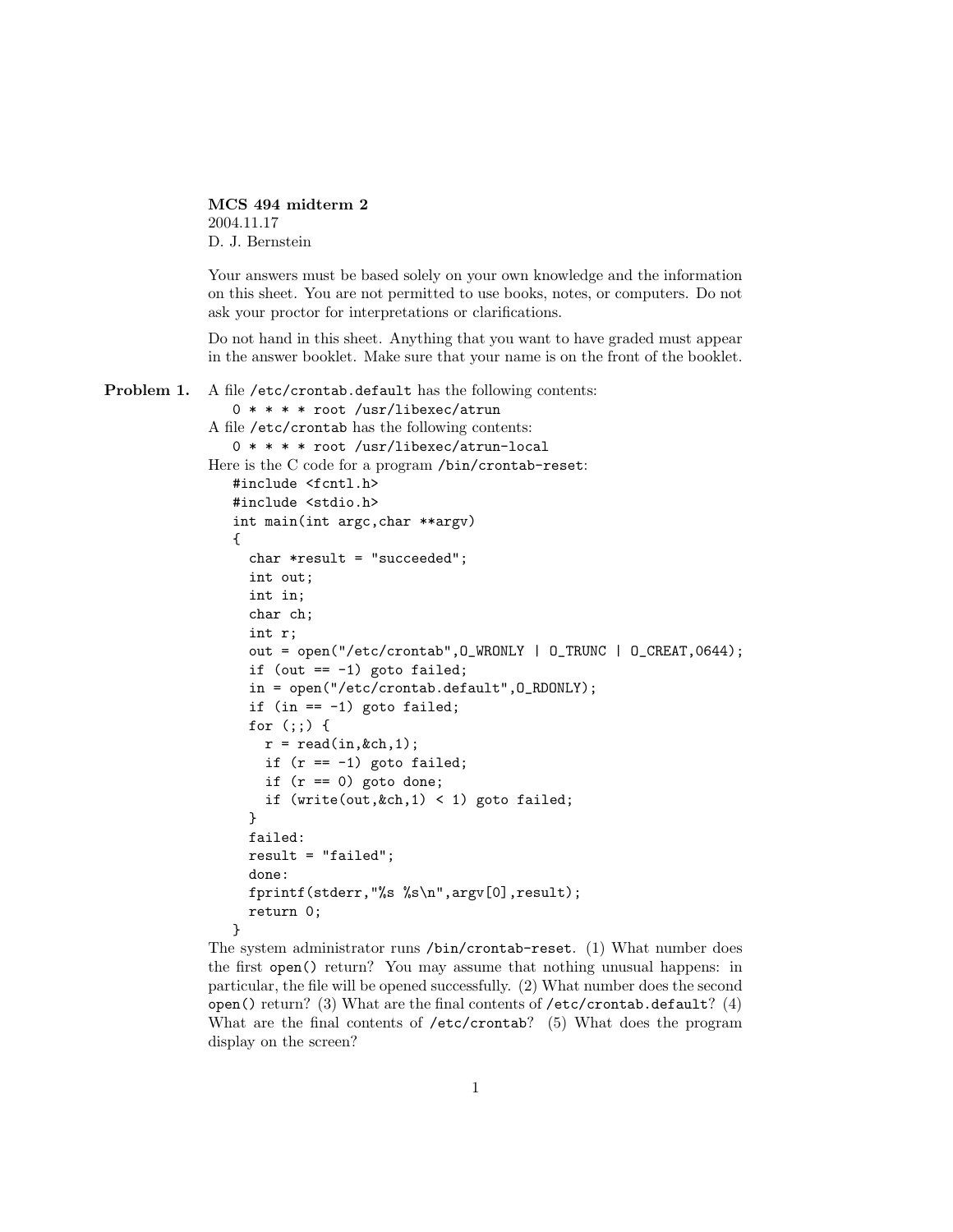**MCS 494 midterm 2**
2004.11.17
D. J. Bernstein

Your answers must be based solely on your own knowledge and the information on this sheet. You are not permitted to use books, notes, or computers. Do not ask your proctor for interpretations or clarifications.

Do not hand in this sheet. Anything that you want to have graded must appear in the answer booklet. Make sure that your name is on the front of the booklet.

**Problem 1.** A file `/etc/crontab.default` has the following contents:

```
0 * * * * root /usr/libexec/atrun
```

A file `/etc/crontab` has the following contents:

```
0 * * * * root /usr/libexec/atrun-local
```

Here is the C code for a program `/bin/crontab-reset`:

```
#include <fcntl.h>
#include <stdio.h>
int main(int argc,char **argv)
{
  char *result = "succeeded";
  int out;
  int in;
  char ch;
  int r;
  out = open("/etc/crontab",O_WRONLY | O_TRUNC | O_CREAT,0644);
  if (out == -1) goto failed;
  in = open("/etc/crontab.default",O_RDONLY);
  if (in == -1) goto failed;
  for (;;) {
    r = read(in,&ch,1);
    if (r == -1) goto failed;
    if (r == 0) goto done;
    if (write(out,&ch,1) < 1) goto failed;
  }
  failed:
  result = "failed";
  done:
  fprintf(stderr,"%s %s\n",argv[0],result);
  return 0;
}
```

The system administrator runs `/bin/crontab-reset`. (1) What number does the first `open()` return? You may assume that nothing unusual happens: in particular, the file will be opened successfully. (2) What number does the second `open()` return? (3) What are the final contents of `/etc/crontab.default`? (4) What are the final contents of `/etc/crontab`? (5) What does the program display on the screen?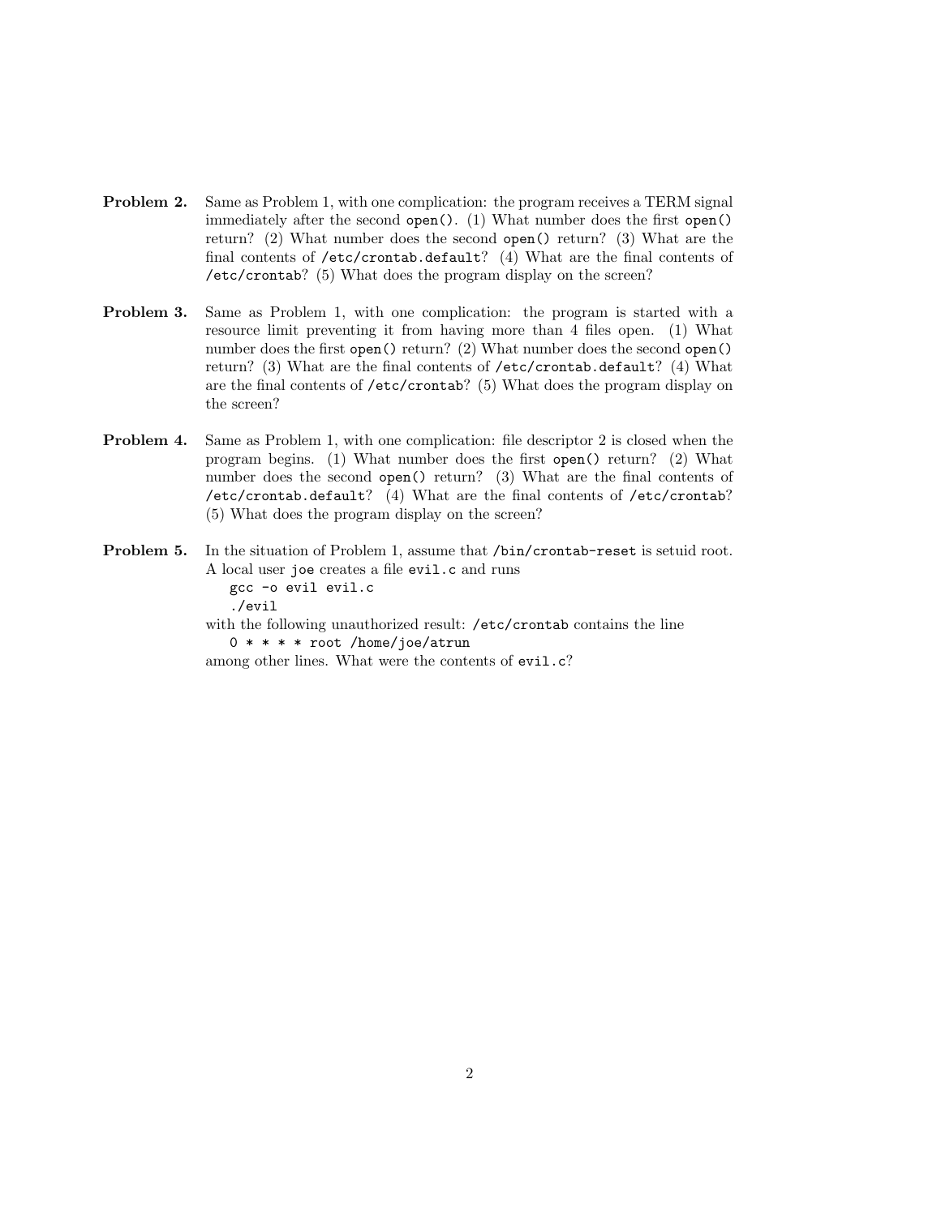**Problem 2.** Same as Problem 1, with one complication: the program receives a TERM signal immediately after the second `open()`. (1) What number does the first `open()` return? (2) What number does the second `open()` return? (3) What are the final contents of `/etc/crontab.default`? (4) What are the final contents of `/etc/crontab`? (5) What does the program display on the screen?

**Problem 3.** Same as Problem 1, with one complication: the program is started with a resource limit preventing it from having more than 4 files open. (1) What number does the first `open()` return? (2) What number does the second `open()` return? (3) What are the final contents of `/etc/crontab.default`? (4) What are the final contents of `/etc/crontab`? (5) What does the program display on the screen?

**Problem 4.** Same as Problem 1, with one complication: file descriptor 2 is closed when the program begins. (1) What number does the first `open()` return? (2) What number does the second `open()` return? (3) What are the final contents of `/etc/crontab.default`? (4) What are the final contents of `/etc/crontab`? (5) What does the program display on the screen?

**Problem 5.** In the situation of Problem 1, assume that `/bin/crontab-reset` is setuid root. A local user `joe` creates a file `evil.c` and runs

```
gcc -o evil evil.c
./evil
```

with the following unauthorized result: `/etc/crontab` contains the line

```
0 * * * * root /home/joe/atrun
```

among other lines. What were the contents of `evil.c`?